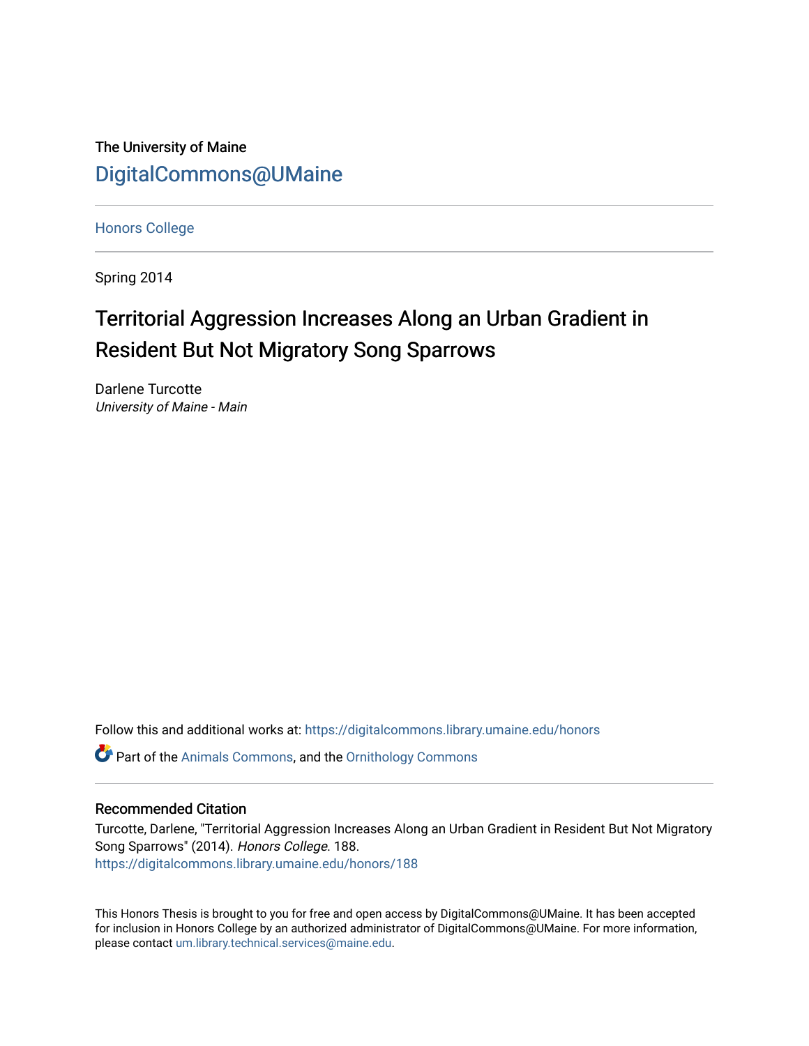The University of Maine

DigitalCommons@UMaine

Honors College

Spring 2014

# Territorial Aggression Increases Along an Urban Gradient in Resident But Not Migratory Song Sparrows

Darlene Turcotte
*University of Maine - Main*

Follow this and additional works at: https://digitalcommons.library.umaine.edu/honors

Part of the Animals Commons, and the Ornithology Commons

## Recommended Citation

Turcotte, Darlene, "Territorial Aggression Increases Along an Urban Gradient in Resident But Not Migratory Song Sparrows" (2014). *Honors College*. 188.
https://digitalcommons.library.umaine.edu/honors/188

This Honors Thesis is brought to you for free and open access by DigitalCommons@UMaine. It has been accepted for inclusion in Honors College by an authorized administrator of DigitalCommons@UMaine. For more information, please contact um.library.technical.services@maine.edu.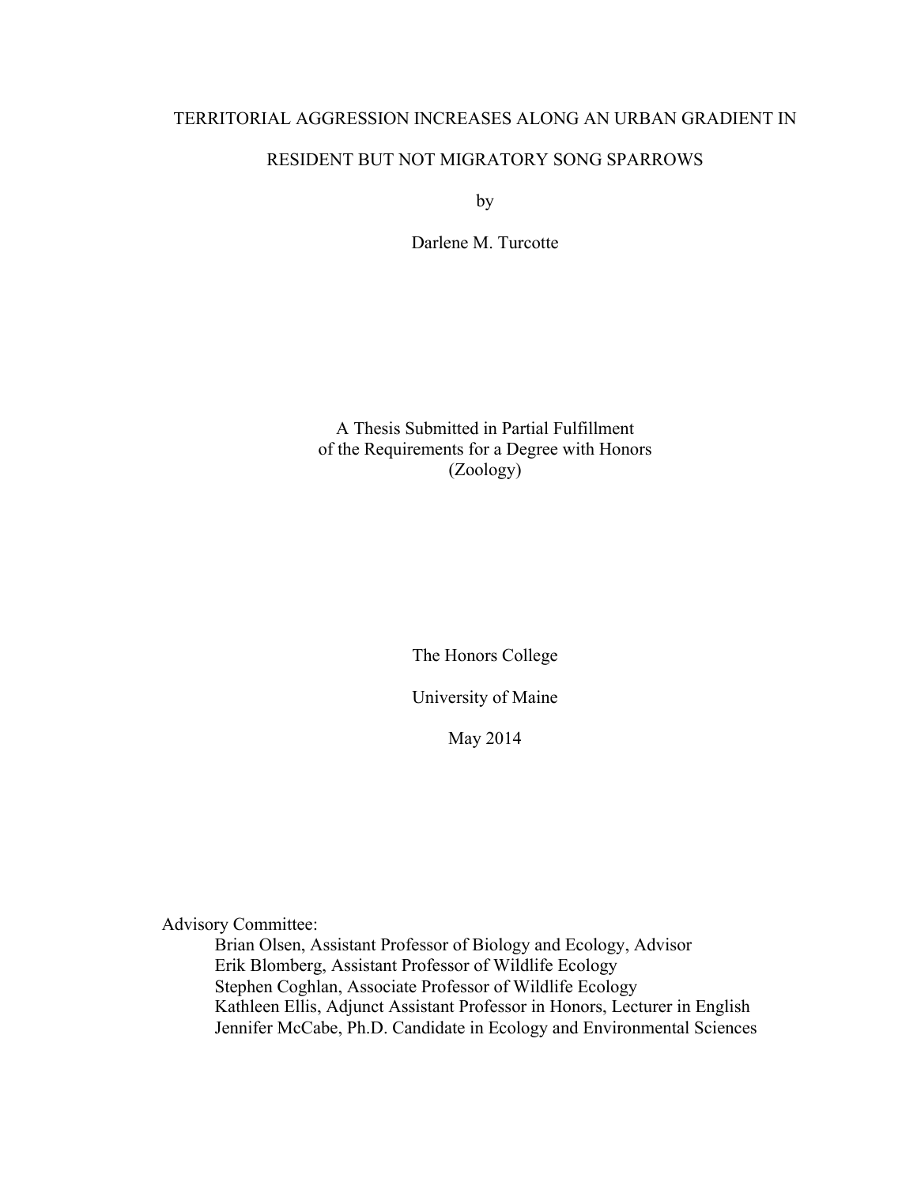# TERRITORIAL AGGRESSION INCREASES ALONG AN URBAN GRADIENT IN RESIDENT BUT NOT MIGRATORY SONG SPARROWS

by

Darlene M. Turcotte

A Thesis Submitted in Partial Fulfillment
of the Requirements for a Degree with Honors
(Zoology)

The Honors College

University of Maine

May 2014

Advisory Committee:

- Brian Olsen, Assistant Professor of Biology and Ecology, Advisor
- Erik Blomberg, Assistant Professor of Wildlife Ecology
- Stephen Coghlan, Associate Professor of Wildlife Ecology
- Kathleen Ellis, Adjunct Assistant Professor in Honors, Lecturer in English
- Jennifer McCabe, Ph.D. Candidate in Ecology and Environmental Sciences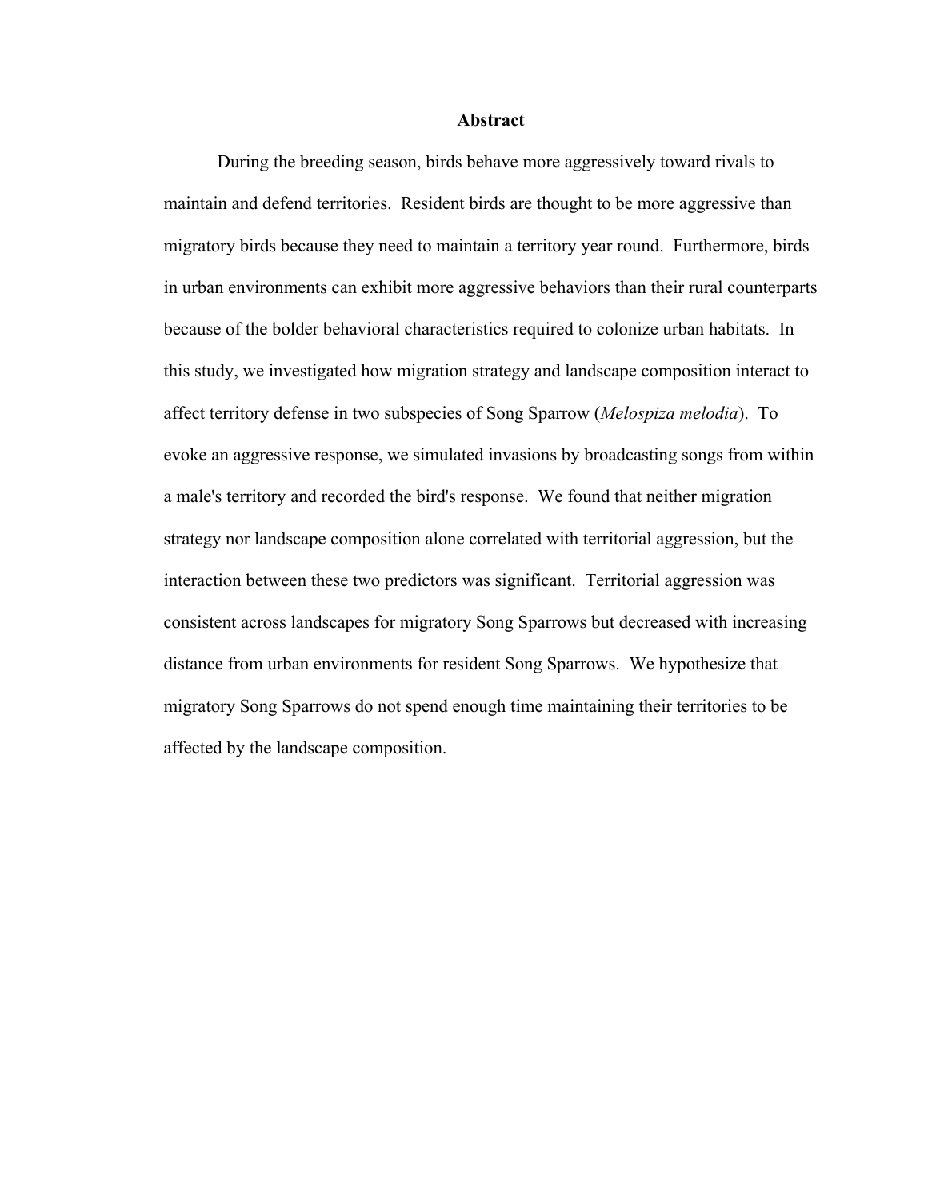# Abstract

During the breeding season, birds behave more aggressively toward rivals to maintain and defend territories. Resident birds are thought to be more aggressive than migratory birds because they need to maintain a territory year round. Furthermore, birds in urban environments can exhibit more aggressive behaviors than their rural counterparts because of the bolder behavioral characteristics required to colonize urban habitats. In this study, we investigated how migration strategy and landscape composition interact to affect territory defense in two subspecies of Song Sparrow (*Melospiza melodia*). To evoke an aggressive response, we simulated invasions by broadcasting songs from within a male's territory and recorded the bird's response. We found that neither migration strategy nor landscape composition alone correlated with territorial aggression, but the interaction between these two predictors was significant. Territorial aggression was consistent across landscapes for migratory Song Sparrows but decreased with increasing distance from urban environments for resident Song Sparrows. We hypothesize that migratory Song Sparrows do not spend enough time maintaining their territories to be affected by the landscape composition.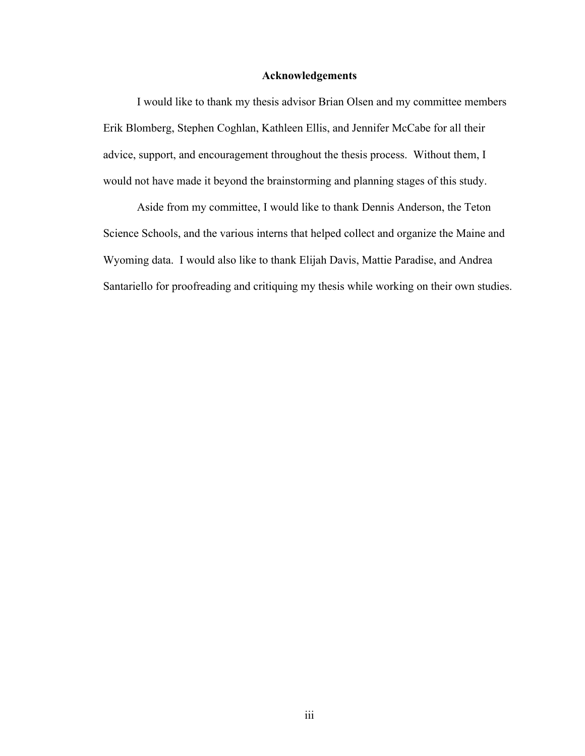## Acknowledgements

I would like to thank my thesis advisor Brian Olsen and my committee members Erik Blomberg, Stephen Coghlan, Kathleen Ellis, and Jennifer McCabe for all their advice, support, and encouragement throughout the thesis process. Without them, I would not have made it beyond the brainstorming and planning stages of this study.

Aside from my committee, I would like to thank Dennis Anderson, the Teton Science Schools, and the various interns that helped collect and organize the Maine and Wyoming data. I would also like to thank Elijah Davis, Mattie Paradise, and Andrea Santariello for proofreading and critiquing my thesis while working on their own studies.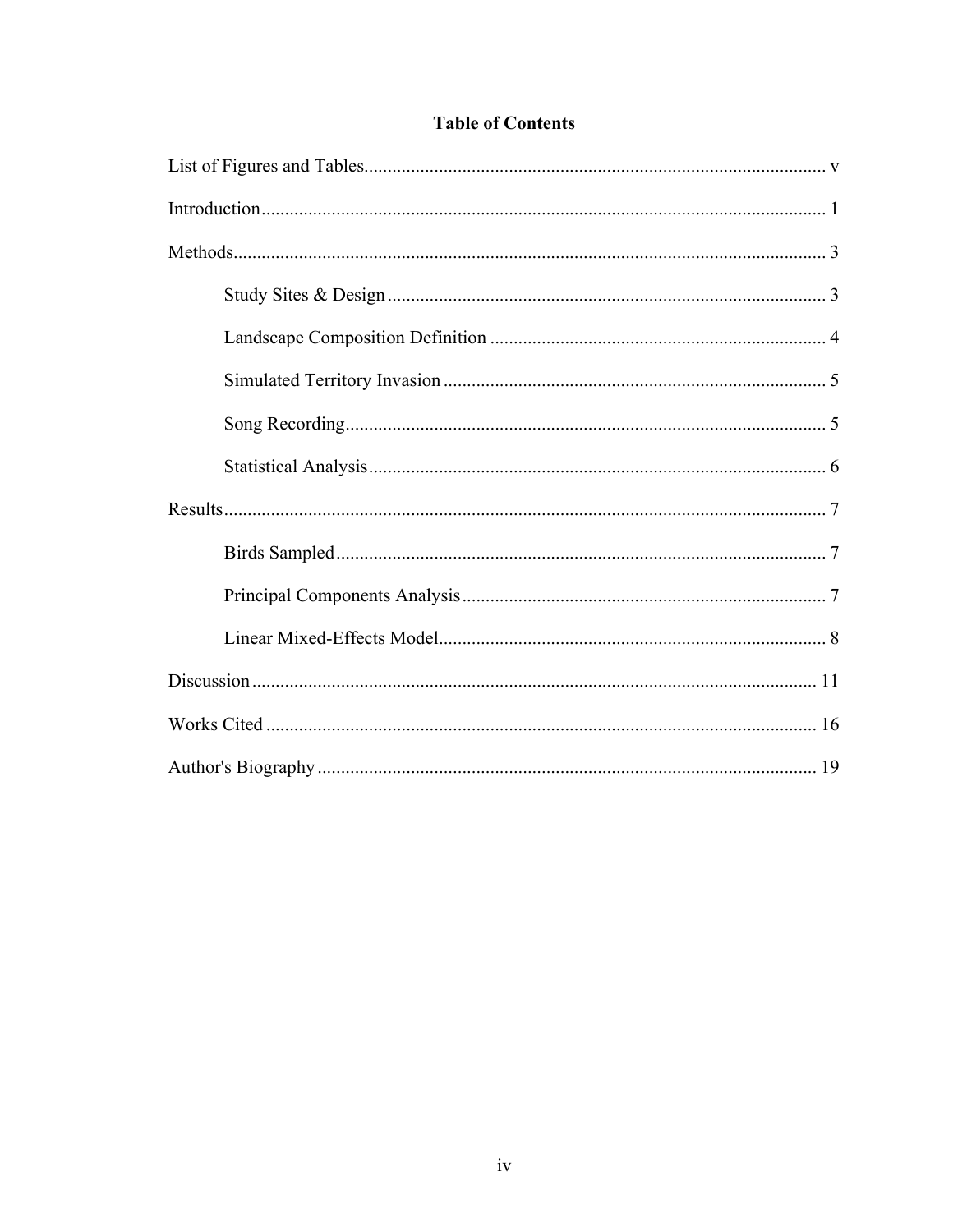## Table of Contents

List of Figures and Tables .......... v

Introduction .......... 1

Methods .......... 3

- Study Sites & Design .......... 3
- Landscape Composition Definition .......... 4
- Simulated Territory Invasion .......... 5
- Song Recording .......... 5
- Statistical Analysis .......... 6

Results .......... 7

- Birds Sampled .......... 7
- Principal Components Analysis .......... 7
- Linear Mixed-Effects Model .......... 8

Discussion .......... 11

Works Cited .......... 16

Author's Biography .......... 19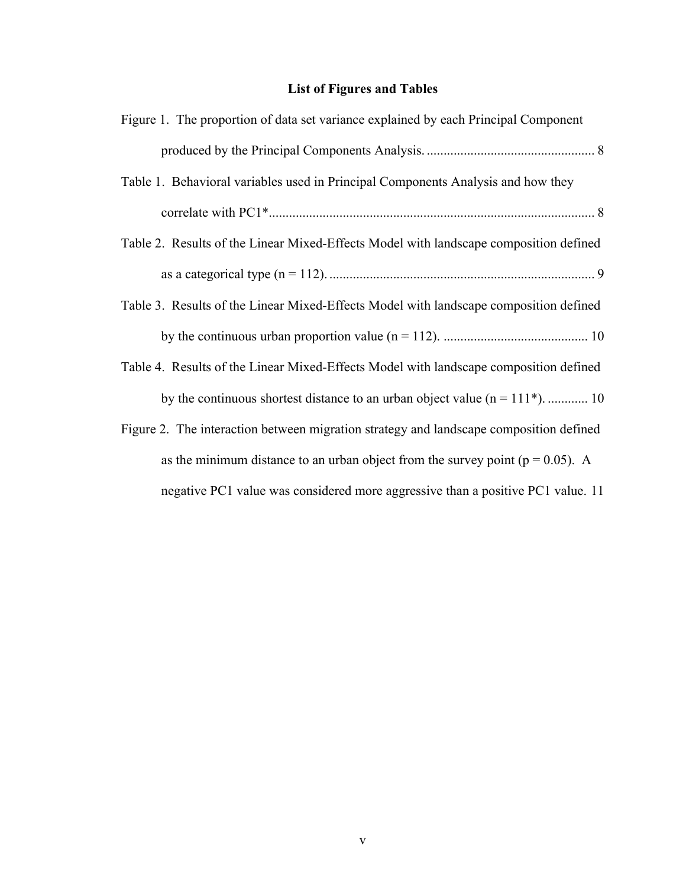# List of Figures and Tables

Figure 1. The proportion of data set variance explained by each Principal Component produced by the Principal Components Analysis. .................................................. 8

Table 1. Behavioral variables used in Principal Components Analysis and how they correlate with PC1*................................................................................................ 8

Table 2. Results of the Linear Mixed-Effects Model with landscape composition defined as a categorical type (n = 112). ............................................................................... 9

Table 3. Results of the Linear Mixed-Effects Model with landscape composition defined by the continuous urban proportion value (n = 112). ........................................... 10

Table 4. Results of the Linear Mixed-Effects Model with landscape composition defined by the continuous shortest distance to an urban object value (n = 111*). ............ 10

Figure 2. The interaction between migration strategy and landscape composition defined as the minimum distance to an urban object from the survey point ($p = 0.05$). A negative PC1 value was considered more aggressive than a positive PC1 value. 11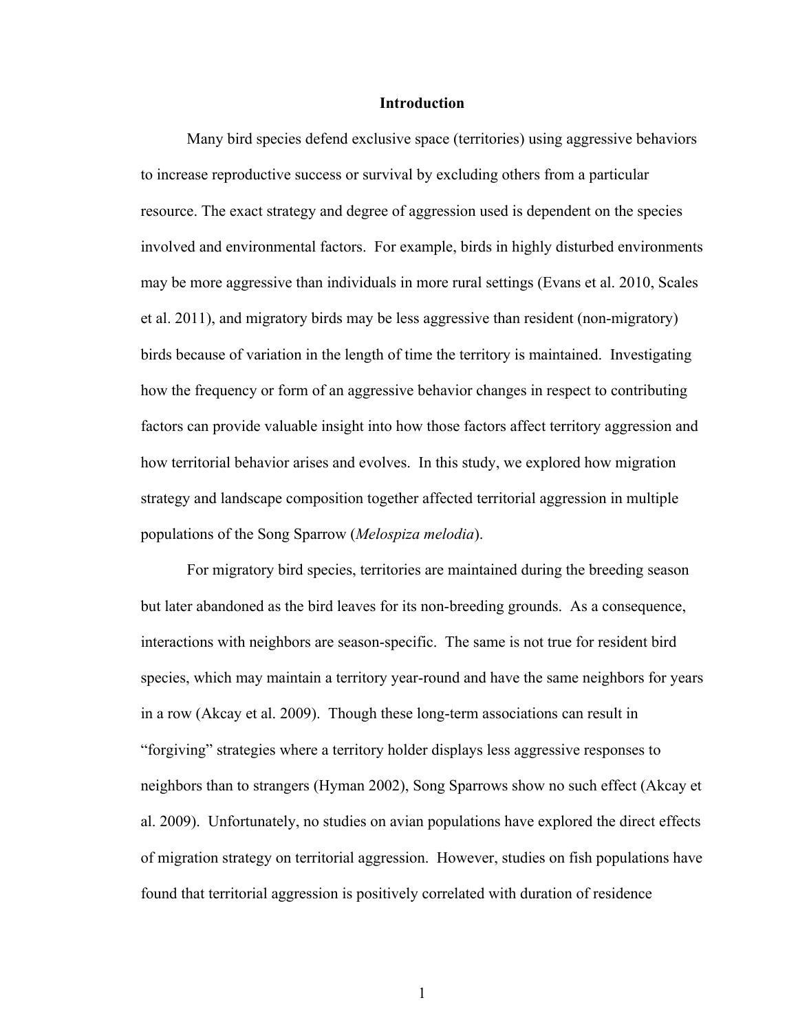# Introduction

Many bird species defend exclusive space (territories) using aggressive behaviors to increase reproductive success or survival by excluding others from a particular resource. The exact strategy and degree of aggression used is dependent on the species involved and environmental factors. For example, birds in highly disturbed environments may be more aggressive than individuals in more rural settings (Evans et al. 2010, Scales et al. 2011), and migratory birds may be less aggressive than resident (non-migratory) birds because of variation in the length of time the territory is maintained. Investigating how the frequency or form of an aggressive behavior changes in respect to contributing factors can provide valuable insight into how those factors affect territory aggression and how territorial behavior arises and evolves. In this study, we explored how migration strategy and landscape composition together affected territorial aggression in multiple populations of the Song Sparrow (*Melospiza melodia*).

For migratory bird species, territories are maintained during the breeding season but later abandoned as the bird leaves for its non-breeding grounds. As a consequence, interactions with neighbors are season-specific. The same is not true for resident bird species, which may maintain a territory year-round and have the same neighbors for years in a row (Akcay et al. 2009). Though these long-term associations can result in "forgiving" strategies where a territory holder displays less aggressive responses to neighbors than to strangers (Hyman 2002), Song Sparrows show no such effect (Akcay et al. 2009). Unfortunately, no studies on avian populations have explored the direct effects of migration strategy on territorial aggression. However, studies on fish populations have found that territorial aggression is positively correlated with duration of residence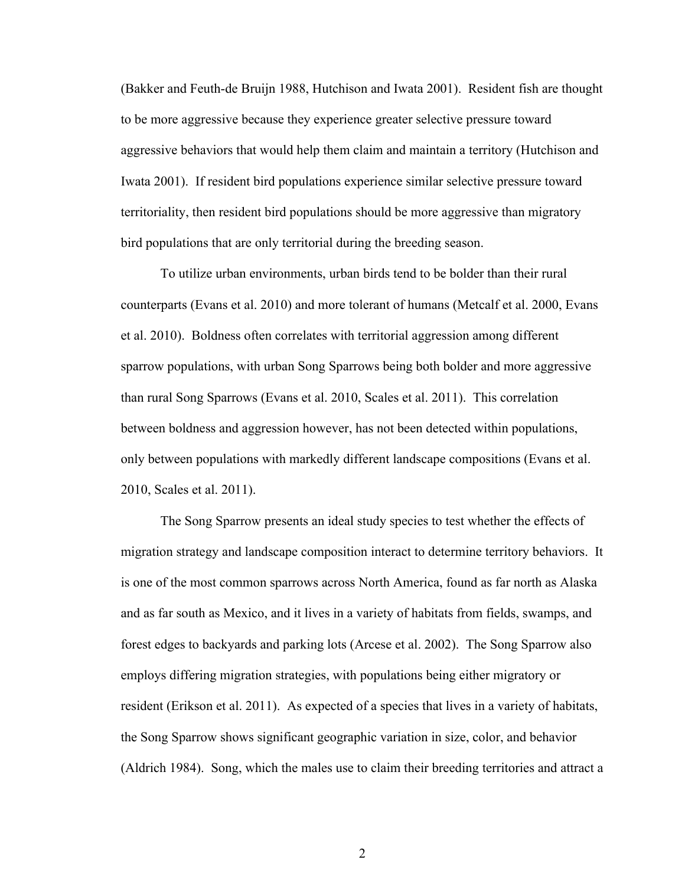(Bakker and Feuth-de Bruijn 1988, Hutchison and Iwata 2001). Resident fish are thought to be more aggressive because they experience greater selective pressure toward aggressive behaviors that would help them claim and maintain a territory (Hutchison and Iwata 2001). If resident bird populations experience similar selective pressure toward territoriality, then resident bird populations should be more aggressive than migratory bird populations that are only territorial during the breeding season.

To utilize urban environments, urban birds tend to be bolder than their rural counterparts (Evans et al. 2010) and more tolerant of humans (Metcalf et al. 2000, Evans et al. 2010). Boldness often correlates with territorial aggression among different sparrow populations, with urban Song Sparrows being both bolder and more aggressive than rural Song Sparrows (Evans et al. 2010, Scales et al. 2011). This correlation between boldness and aggression however, has not been detected within populations, only between populations with markedly different landscape compositions (Evans et al. 2010, Scales et al. 2011).

The Song Sparrow presents an ideal study species to test whether the effects of migration strategy and landscape composition interact to determine territory behaviors. It is one of the most common sparrows across North America, found as far north as Alaska and as far south as Mexico, and it lives in a variety of habitats from fields, swamps, and forest edges to backyards and parking lots (Arcese et al. 2002). The Song Sparrow also employs differing migration strategies, with populations being either migratory or resident (Erikson et al. 2011). As expected of a species that lives in a variety of habitats, the Song Sparrow shows significant geographic variation in size, color, and behavior (Aldrich 1984). Song, which the males use to claim their breeding territories and attract a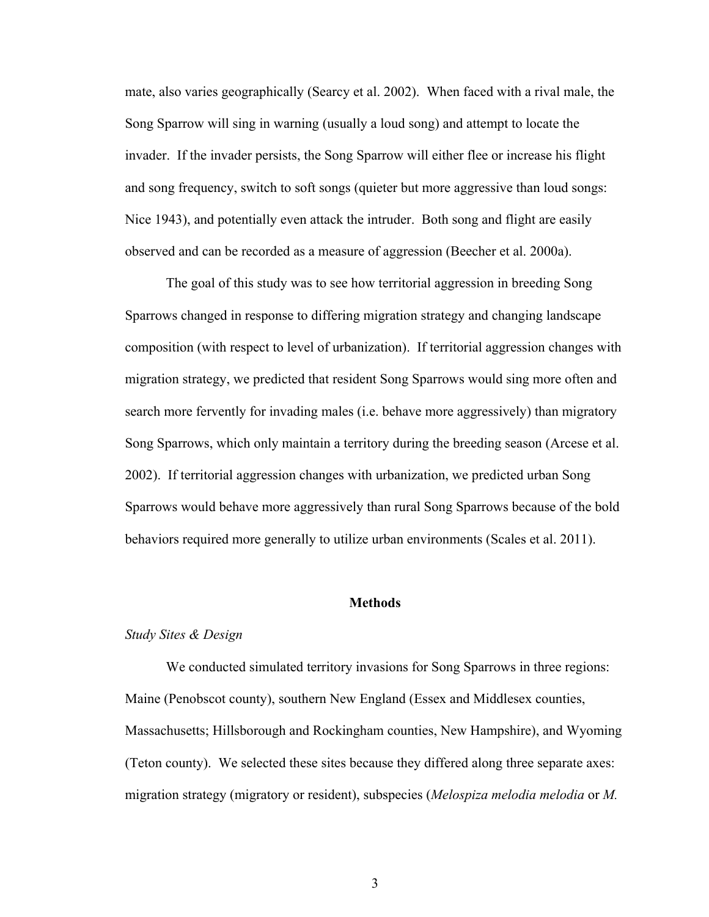mate, also varies geographically (Searcy et al. 2002). When faced with a rival male, the Song Sparrow will sing in warning (usually a loud song) and attempt to locate the invader. If the invader persists, the Song Sparrow will either flee or increase his flight and song frequency, switch to soft songs (quieter but more aggressive than loud songs: Nice 1943), and potentially even attack the intruder. Both song and flight are easily observed and can be recorded as a measure of aggression (Beecher et al. 2000a).

The goal of this study was to see how territorial aggression in breeding Song Sparrows changed in response to differing migration strategy and changing landscape composition (with respect to level of urbanization). If territorial aggression changes with migration strategy, we predicted that resident Song Sparrows would sing more often and search more fervently for invading males (i.e. behave more aggressively) than migratory Song Sparrows, which only maintain a territory during the breeding season (Arcese et al. 2002). If territorial aggression changes with urbanization, we predicted urban Song Sparrows would behave more aggressively than rural Song Sparrows because of the bold behaviors required more generally to utilize urban environments (Scales et al. 2011).

## Methods

### *Study Sites & Design*

We conducted simulated territory invasions for Song Sparrows in three regions: Maine (Penobscot county), southern New England (Essex and Middlesex counties, Massachusetts; Hillsborough and Rockingham counties, New Hampshire), and Wyoming (Teton county). We selected these sites because they differed along three separate axes: migration strategy (migratory or resident), subspecies (*Melospiza melodia melodia* or *M.*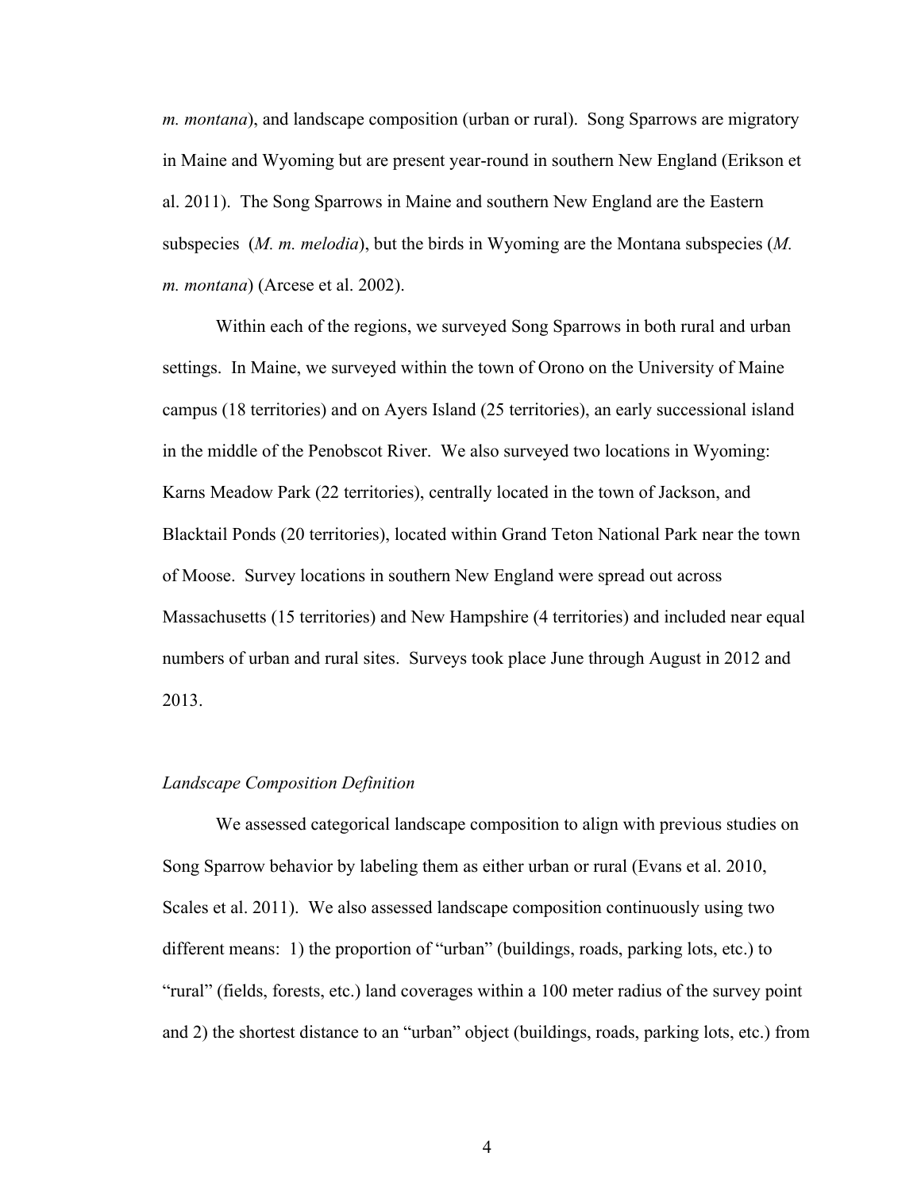*m. montana*), and landscape composition (urban or rural). Song Sparrows are migratory in Maine and Wyoming but are present year-round in southern New England (Erikson et al. 2011). The Song Sparrows in Maine and southern New England are the Eastern subspecies (*M. m. melodia*), but the birds in Wyoming are the Montana subspecies (*M. m. montana*) (Arcese et al. 2002).

Within each of the regions, we surveyed Song Sparrows in both rural and urban settings. In Maine, we surveyed within the town of Orono on the University of Maine campus (18 territories) and on Ayers Island (25 territories), an early successional island in the middle of the Penobscot River. We also surveyed two locations in Wyoming: Karns Meadow Park (22 territories), centrally located in the town of Jackson, and Blacktail Ponds (20 territories), located within Grand Teton National Park near the town of Moose. Survey locations in southern New England were spread out across Massachusetts (15 territories) and New Hampshire (4 territories) and included near equal numbers of urban and rural sites. Surveys took place June through August in 2012 and 2013.

*Landscape Composition Definition*

We assessed categorical landscape composition to align with previous studies on Song Sparrow behavior by labeling them as either urban or rural (Evans et al. 2010, Scales et al. 2011). We also assessed landscape composition continuously using two different means: 1) the proportion of "urban" (buildings, roads, parking lots, etc.) to "rural" (fields, forests, etc.) land coverages within a 100 meter radius of the survey point and 2) the shortest distance to an "urban" object (buildings, roads, parking lots, etc.) from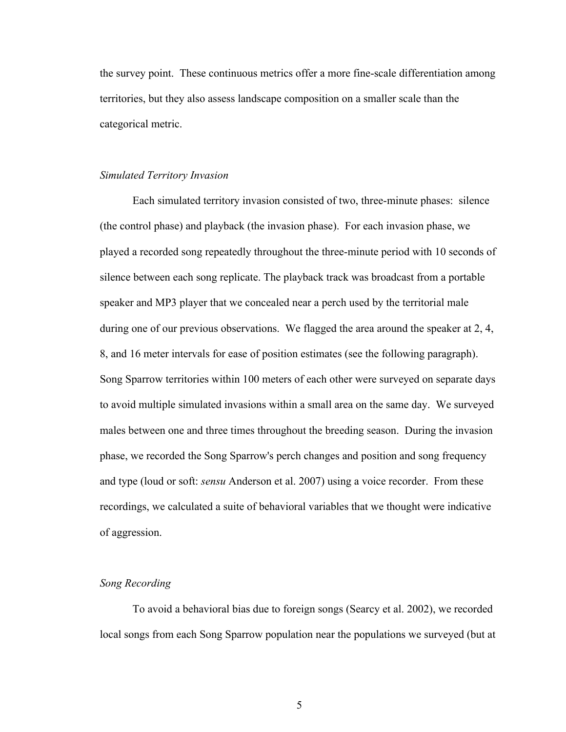the survey point. These continuous metrics offer a more fine-scale differentiation among territories, but they also assess landscape composition on a smaller scale than the categorical metric.

### *Simulated Territory Invasion*

Each simulated territory invasion consisted of two, three-minute phases: silence (the control phase) and playback (the invasion phase). For each invasion phase, we played a recorded song repeatedly throughout the three-minute period with 10 seconds of silence between each song replicate. The playback track was broadcast from a portable speaker and MP3 player that we concealed near a perch used by the territorial male during one of our previous observations. We flagged the area around the speaker at 2, 4, 8, and 16 meter intervals for ease of position estimates (see the following paragraph). Song Sparrow territories within 100 meters of each other were surveyed on separate days to avoid multiple simulated invasions within a small area on the same day. We surveyed males between one and three times throughout the breeding season. During the invasion phase, we recorded the Song Sparrow's perch changes and position and song frequency and type (loud or soft: *sensu* Anderson et al. 2007) using a voice recorder. From these recordings, we calculated a suite of behavioral variables that we thought were indicative of aggression.

### *Song Recording*

To avoid a behavioral bias due to foreign songs (Searcy et al. 2002), we recorded local songs from each Song Sparrow population near the populations we surveyed (but at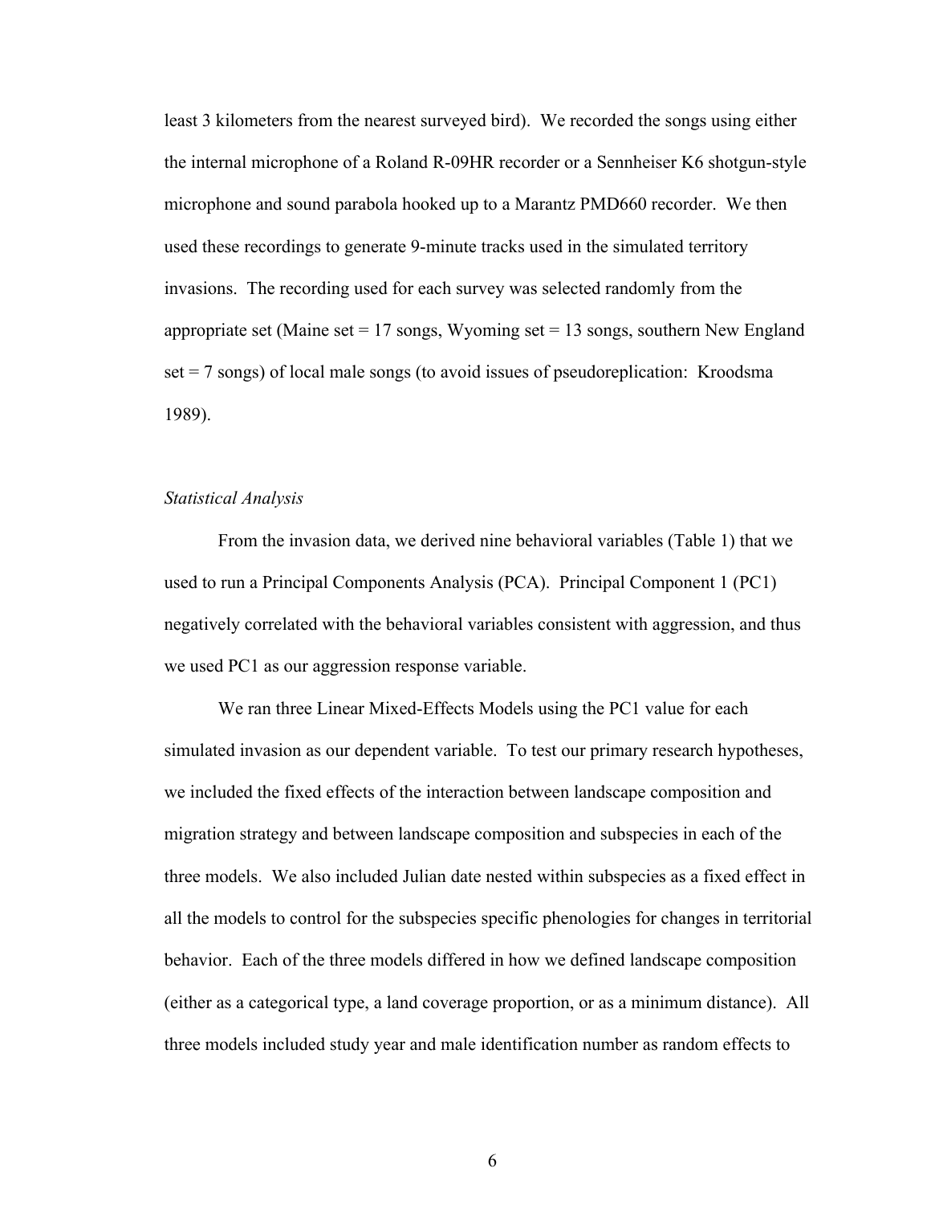least 3 kilometers from the nearest surveyed bird). We recorded the songs using either the internal microphone of a Roland R-09HR recorder or a Sennheiser K6 shotgun-style microphone and sound parabola hooked up to a Marantz PMD660 recorder. We then used these recordings to generate 9-minute tracks used in the simulated territory invasions. The recording used for each survey was selected randomly from the appropriate set (Maine set = 17 songs, Wyoming set = 13 songs, southern New England set = 7 songs) of local male songs (to avoid issues of pseudoreplication: Kroodsma 1989).

### *Statistical Analysis*

From the invasion data, we derived nine behavioral variables (Table 1) that we used to run a Principal Components Analysis (PCA). Principal Component 1 (PC1) negatively correlated with the behavioral variables consistent with aggression, and thus we used PC1 as our aggression response variable.

We ran three Linear Mixed-Effects Models using the PC1 value for each simulated invasion as our dependent variable. To test our primary research hypotheses, we included the fixed effects of the interaction between landscape composition and migration strategy and between landscape composition and subspecies in each of the three models. We also included Julian date nested within subspecies as a fixed effect in all the models to control for the subspecies specific phenologies for changes in territorial behavior. Each of the three models differed in how we defined landscape composition (either as a categorical type, a land coverage proportion, or as a minimum distance). All three models included study year and male identification number as random effects to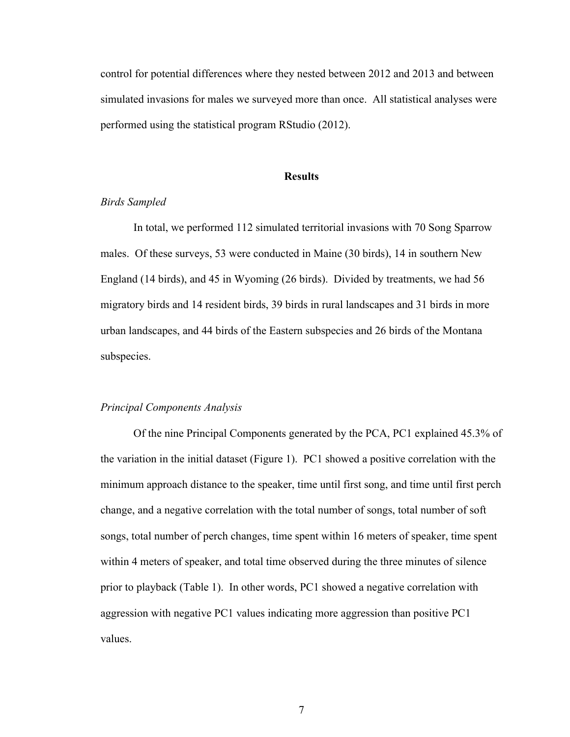control for potential differences where they nested between 2012 and 2013 and between simulated invasions for males we surveyed more than once. All statistical analyses were performed using the statistical program RStudio (2012).

## Results

*Birds Sampled*

In total, we performed 112 simulated territorial invasions with 70 Song Sparrow males. Of these surveys, 53 were conducted in Maine (30 birds), 14 in southern New England (14 birds), and 45 in Wyoming (26 birds). Divided by treatments, we had 56 migratory birds and 14 resident birds, 39 birds in rural landscapes and 31 birds in more urban landscapes, and 44 birds of the Eastern subspecies and 26 birds of the Montana subspecies.

*Principal Components Analysis*

Of the nine Principal Components generated by the PCA, PC1 explained 45.3% of the variation in the initial dataset (Figure 1). PC1 showed a positive correlation with the minimum approach distance to the speaker, time until first song, and time until first perch change, and a negative correlation with the total number of songs, total number of soft songs, total number of perch changes, time spent within 16 meters of speaker, time spent within 4 meters of speaker, and total time observed during the three minutes of silence prior to playback (Table 1). In other words, PC1 showed a negative correlation with aggression with negative PC1 values indicating more aggression than positive PC1 values.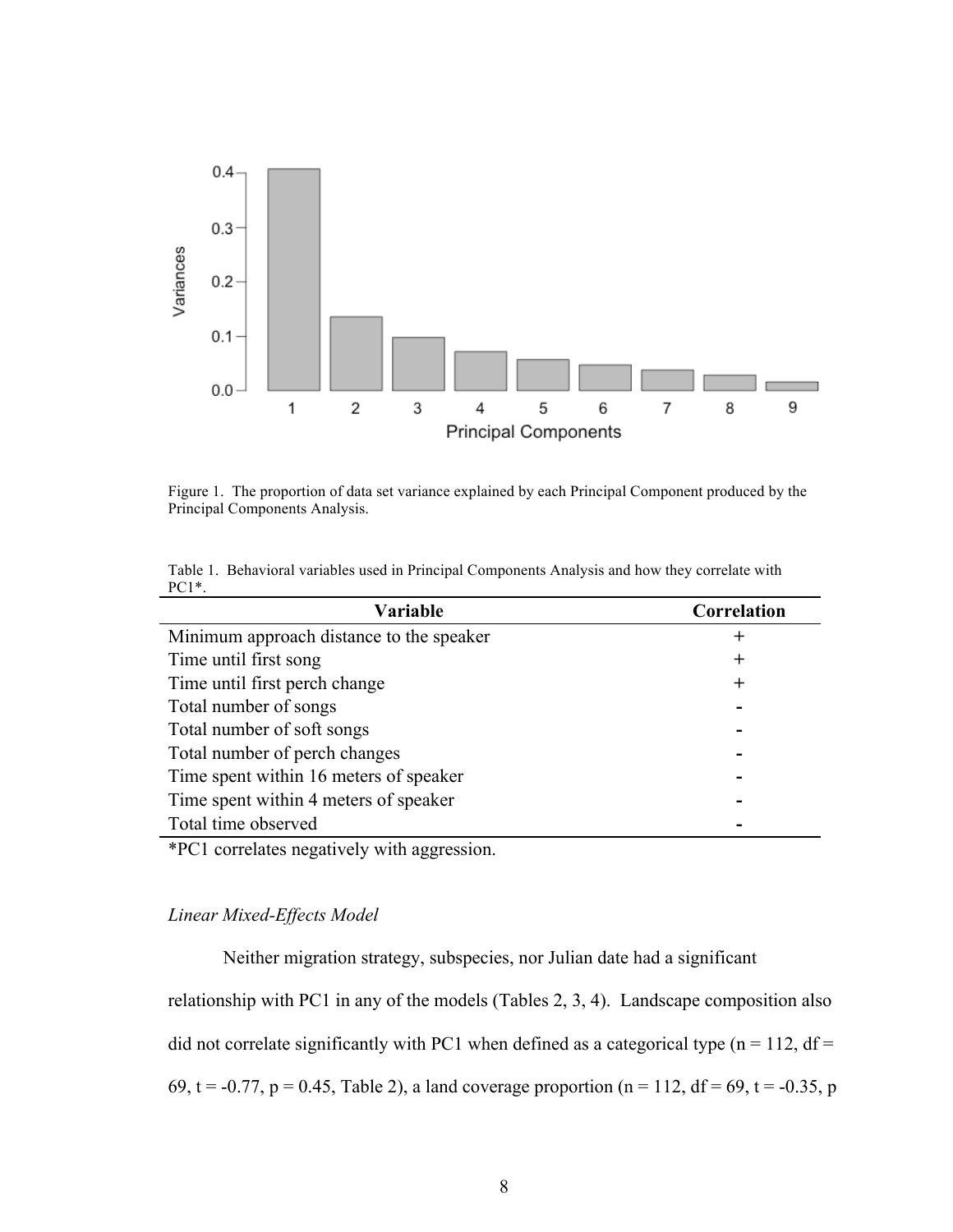Figure 1. The proportion of data set variance explained by each Principal Component produced by the Principal Components Analysis.

Table 1. Behavioral variables used in Principal Components Analysis and how they correlate with PC1*.

| Variable | Correlation |
|---|---|
| Minimum approach distance to the speaker | + |
| Time until first song | + |
| Time until first perch change | + |
| Total number of songs | - |
| Total number of soft songs | - |
| Total number of perch changes | - |
| Time spent within 16 meters of speaker | - |
| Time spent within 4 meters of speaker | - |
| Total time observed | - |

*PC1 correlates negatively with aggression.

*Linear Mixed-Effects Model*

Neither migration strategy, subspecies, nor Julian date had a significant relationship with PC1 in any of the models (Tables 2, 3, 4). Landscape composition also did not correlate significantly with PC1 when defined as a categorical type ($n = 112$, $df = 69$, $t = -0.77$, $p = 0.45$, Table 2), a land coverage proportion ($n = 112$, $df = 69$, $t = -0.35$, p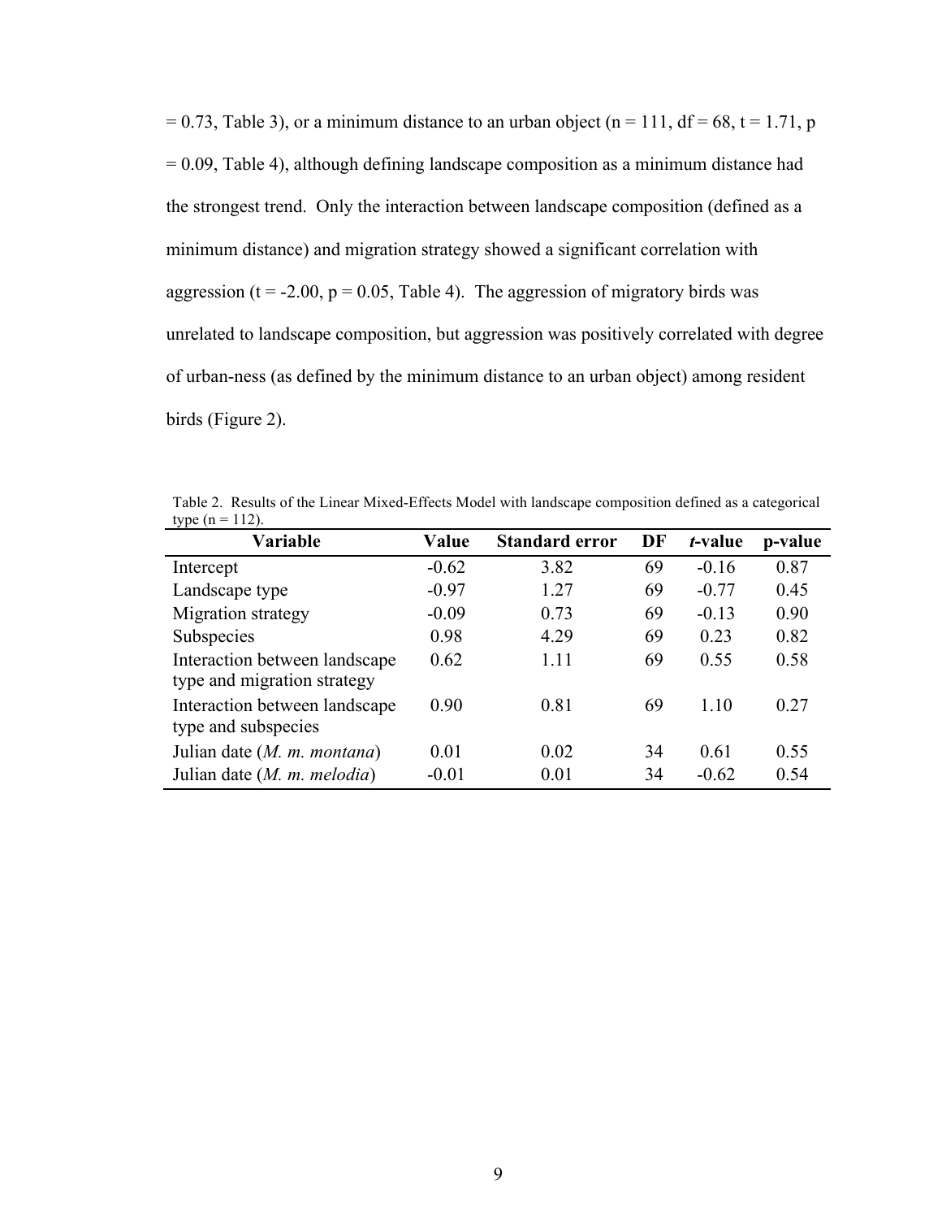= 0.73, Table 3), or a minimum distance to an urban object ($n = 111$, $df = 68$, $t = 1.71$, $p = 0.09$, Table 4), although defining landscape composition as a minimum distance had the strongest trend. Only the interaction between landscape composition (defined as a minimum distance) and migration strategy showed a significant correlation with aggression ($t = -2.00$, $p = 0.05$, Table 4). The aggression of migratory birds was unrelated to landscape composition, but aggression was positively correlated with degree of urban-ness (as defined by the minimum distance to an urban object) among resident birds (Figure 2).

Table 2. Results of the Linear Mixed-Effects Model with landscape composition defined as a categorical type (n = 112).

| Variable | Value | Standard error | DF | *t*-value | p-value |
|---|---|---|---|---|---|
| Intercept | -0.62 | 3.82 | 69 | -0.16 | 0.87 |
| Landscape type | -0.97 | 1.27 | 69 | -0.77 | 0.45 |
| Migration strategy | -0.09 | 0.73 | 69 | -0.13 | 0.90 |
| Subspecies | 0.98 | 4.29 | 69 | 0.23 | 0.82 |
| Interaction between landscape type and migration strategy | 0.62 | 1.11 | 69 | 0.55 | 0.58 |
| Interaction between landscape type and subspecies | 0.90 | 0.81 | 69 | 1.10 | 0.27 |
| Julian date (*M. m. montana*) | 0.01 | 0.02 | 34 | 0.61 | 0.55 |
| Julian date (*M. m. melodia*) | -0.01 | 0.01 | 34 | -0.62 | 0.54 |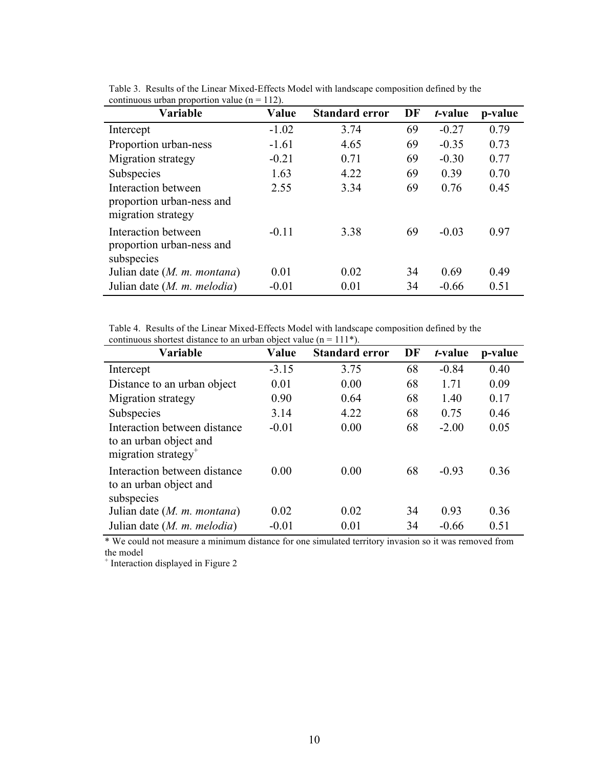Table 3. Results of the Linear Mixed-Effects Model with landscape composition defined by the continuous urban proportion value (n = 112).

| Variable | Value | Standard error | DF | *t*-value | p-value |
|---|---|---|---|---|---|
| Intercept | -1.02 | 3.74 | 69 | -0.27 | 0.79 |
| Proportion urban-ness | -1.61 | 4.65 | 69 | -0.35 | 0.73 |
| Migration strategy | -0.21 | 0.71 | 69 | -0.30 | 0.77 |
| Subspecies | 1.63 | 4.22 | 69 | 0.39 | 0.70 |
| Interaction between proportion urban-ness and migration strategy | 2.55 | 3.34 | 69 | 0.76 | 0.45 |
| Interaction between proportion urban-ness and subspecies | -0.11 | 3.38 | 69 | -0.03 | 0.97 |
| Julian date (*M. m. montana*) | 0.01 | 0.02 | 34 | 0.69 | 0.49 |
| Julian date (*M. m. melodia*) | -0.01 | 0.01 | 34 | -0.66 | 0.51 |

Table 4. Results of the Linear Mixed-Effects Model with landscape composition defined by the continuous shortest distance to an urban object value (n = 111*).

| Variable | Value | Standard error | DF | *t*-value | p-value |
|---|---|---|---|---|---|
| Intercept | -3.15 | 3.75 | 68 | -0.84 | 0.40 |
| Distance to an urban object | 0.01 | 0.00 | 68 | 1.71 | 0.09 |
| Migration strategy | 0.90 | 0.64 | 68 | 1.40 | 0.17 |
| Subspecies | 3.14 | 4.22 | 68 | 0.75 | 0.46 |
| Interaction between distance to an urban object and migration strategy[+] | -0.01 | 0.00 | 68 | -2.00 | 0.05 |
| Interaction between distance to an urban object and subspecies | 0.00 | 0.00 | 68 | -0.93 | 0.36 |
| Julian date (*M. m. montana*) | 0.02 | 0.02 | 34 | 0.93 | 0.36 |
| Julian date (*M. m. melodia*) | -0.01 | 0.01 | 34 | -0.66 | 0.51 |

* We could not measure a minimum distance for one simulated territory invasion so it was removed from the model

[+] Interaction displayed in Figure 2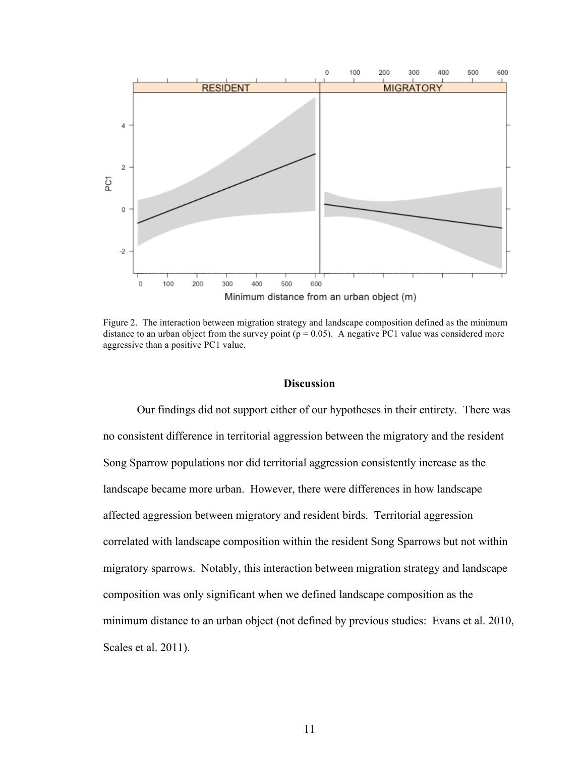Figure 2. The interaction between migration strategy and landscape composition defined as the minimum distance to an urban object from the survey point ($p = 0.05$). A negative PC1 value was considered more aggressive than a positive PC1 value.

## Discussion

Our findings did not support either of our hypotheses in their entirety. There was no consistent difference in territorial aggression between the migratory and the resident Song Sparrow populations nor did territorial aggression consistently increase as the landscape became more urban. However, there were differences in how landscape affected aggression between migratory and resident birds. Territorial aggression correlated with landscape composition within the resident Song Sparrows but not within migratory sparrows. Notably, this interaction between migration strategy and landscape composition was only significant when we defined landscape composition as the minimum distance to an urban object (not defined by previous studies: Evans et al. 2010, Scales et al. 2011).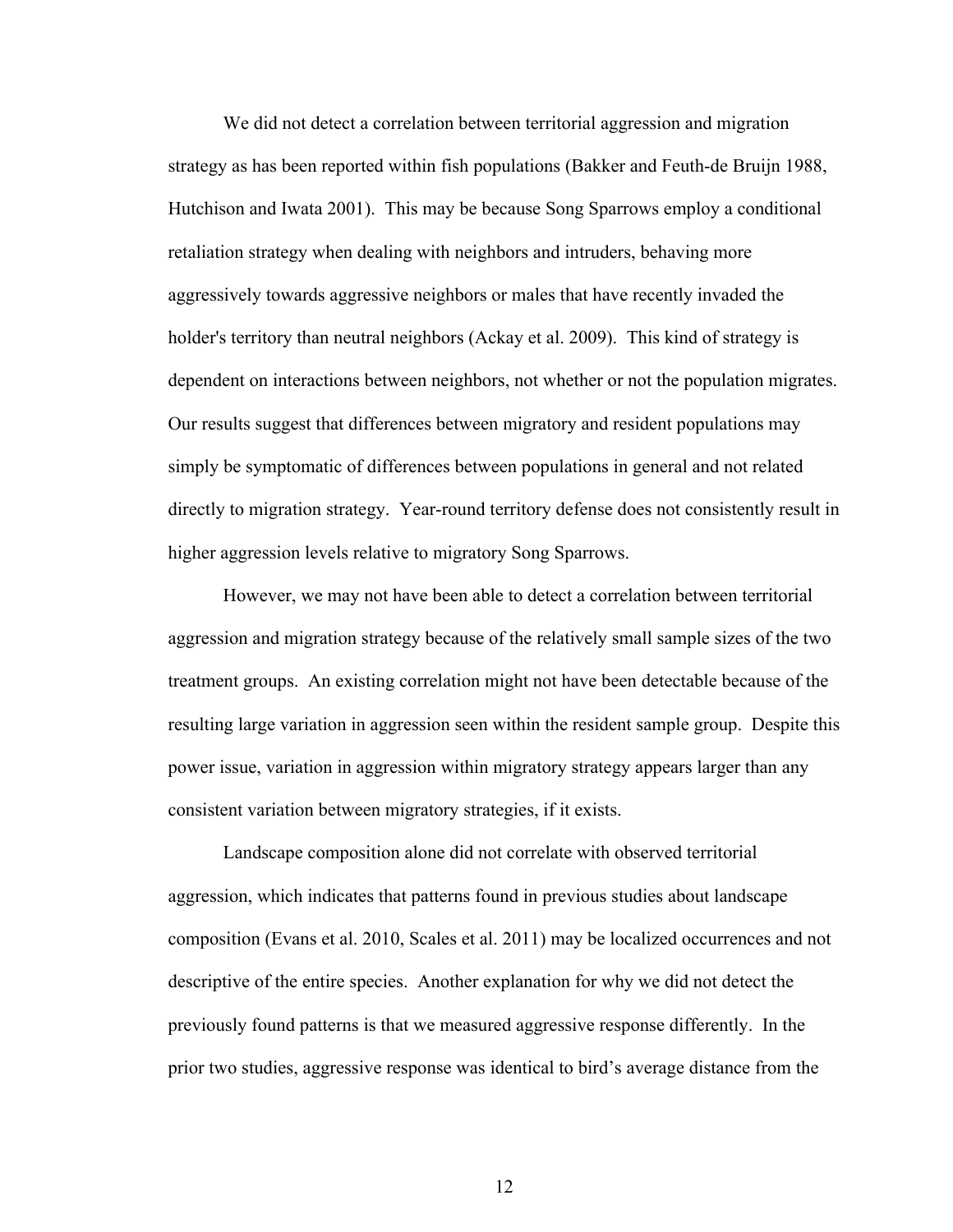We did not detect a correlation between territorial aggression and migration strategy as has been reported within fish populations (Bakker and Feuth-de Bruijn 1988, Hutchison and Iwata 2001). This may be because Song Sparrows employ a conditional retaliation strategy when dealing with neighbors and intruders, behaving more aggressively towards aggressive neighbors or males that have recently invaded the holder's territory than neutral neighbors (Ackay et al. 2009). This kind of strategy is dependent on interactions between neighbors, not whether or not the population migrates. Our results suggest that differences between migratory and resident populations may simply be symptomatic of differences between populations in general and not related directly to migration strategy. Year-round territory defense does not consistently result in higher aggression levels relative to migratory Song Sparrows.

However, we may not have been able to detect a correlation between territorial aggression and migration strategy because of the relatively small sample sizes of the two treatment groups. An existing correlation might not have been detectable because of the resulting large variation in aggression seen within the resident sample group. Despite this power issue, variation in aggression within migratory strategy appears larger than any consistent variation between migratory strategies, if it exists.

Landscape composition alone did not correlate with observed territorial aggression, which indicates that patterns found in previous studies about landscape composition (Evans et al. 2010, Scales et al. 2011) may be localized occurrences and not descriptive of the entire species. Another explanation for why we did not detect the previously found patterns is that we measured aggressive response differently. In the prior two studies, aggressive response was identical to bird's average distance from the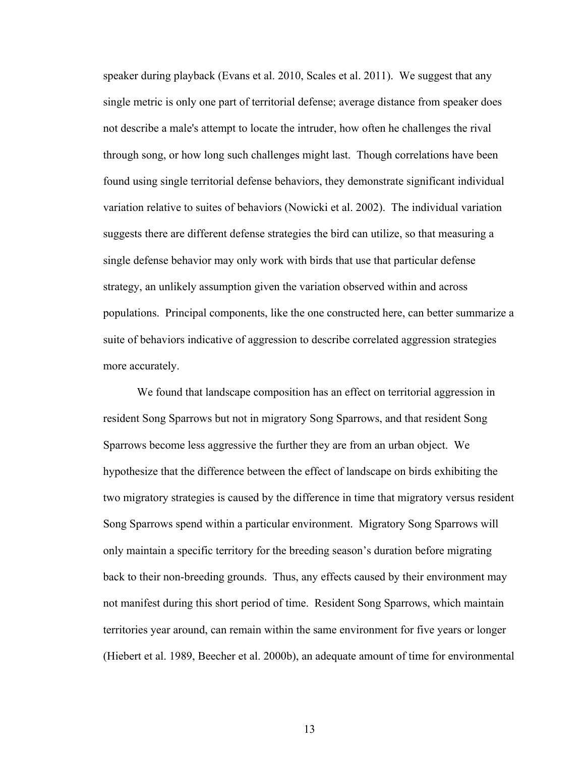speaker during playback (Evans et al. 2010, Scales et al. 2011). We suggest that any single metric is only one part of territorial defense; average distance from speaker does not describe a male's attempt to locate the intruder, how often he challenges the rival through song, or how long such challenges might last. Though correlations have been found using single territorial defense behaviors, they demonstrate significant individual variation relative to suites of behaviors (Nowicki et al. 2002). The individual variation suggests there are different defense strategies the bird can utilize, so that measuring a single defense behavior may only work with birds that use that particular defense strategy, an unlikely assumption given the variation observed within and across populations. Principal components, like the one constructed here, can better summarize a suite of behaviors indicative of aggression to describe correlated aggression strategies more accurately.

We found that landscape composition has an effect on territorial aggression in resident Song Sparrows but not in migratory Song Sparrows, and that resident Song Sparrows become less aggressive the further they are from an urban object. We hypothesize that the difference between the effect of landscape on birds exhibiting the two migratory strategies is caused by the difference in time that migratory versus resident Song Sparrows spend within a particular environment. Migratory Song Sparrows will only maintain a specific territory for the breeding season's duration before migrating back to their non-breeding grounds. Thus, any effects caused by their environment may not manifest during this short period of time. Resident Song Sparrows, which maintain territories year around, can remain within the same environment for five years or longer (Hiebert et al. 1989, Beecher et al. 2000b), an adequate amount of time for environmental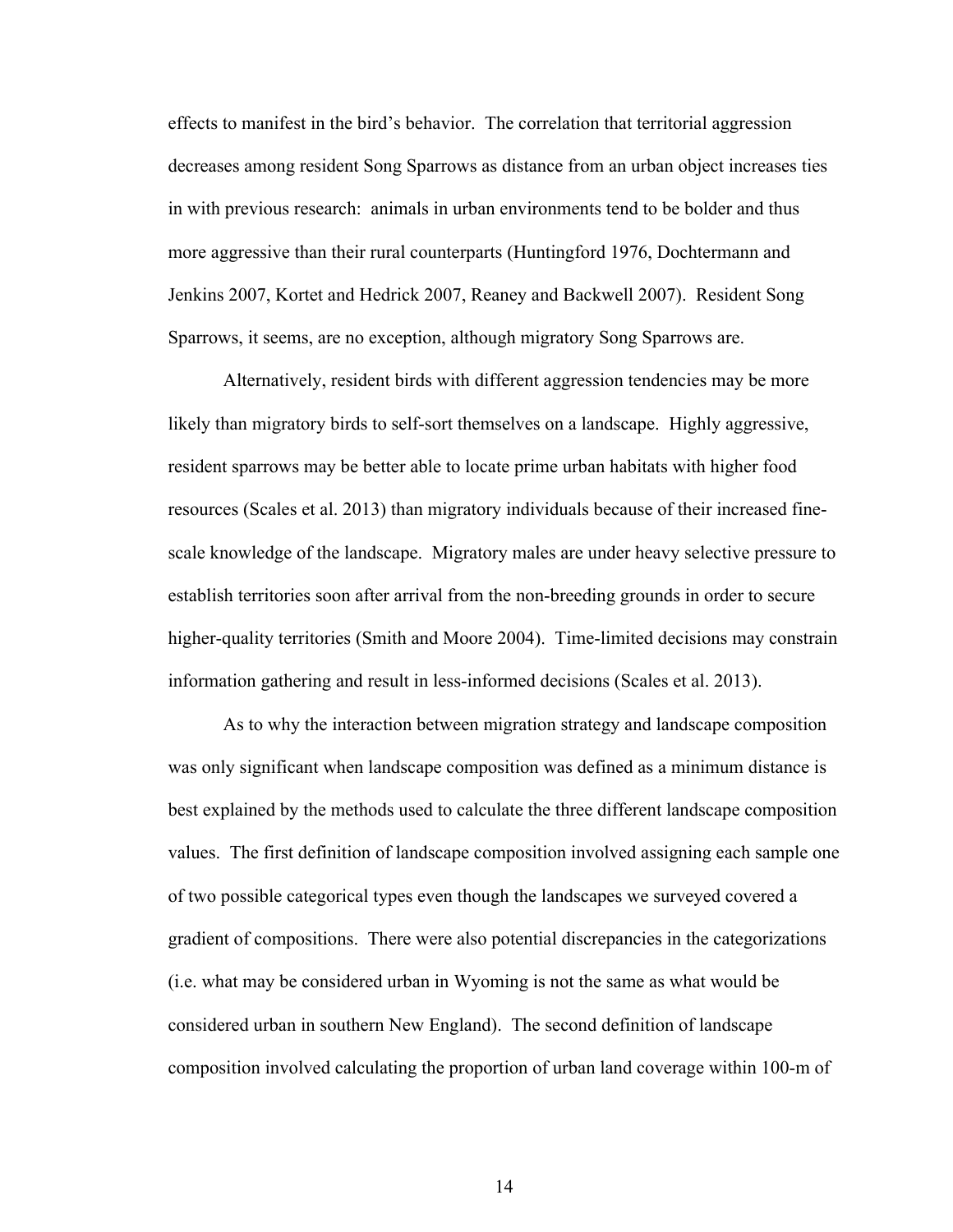effects to manifest in the bird's behavior. The correlation that territorial aggression decreases among resident Song Sparrows as distance from an urban object increases ties in with previous research: animals in urban environments tend to be bolder and thus more aggressive than their rural counterparts (Huntingford 1976, Dochtermann and Jenkins 2007, Kortet and Hedrick 2007, Reaney and Backwell 2007). Resident Song Sparrows, it seems, are no exception, although migratory Song Sparrows are.

Alternatively, resident birds with different aggression tendencies may be more likely than migratory birds to self-sort themselves on a landscape. Highly aggressive, resident sparrows may be better able to locate prime urban habitats with higher food resources (Scales et al. 2013) than migratory individuals because of their increased fine-scale knowledge of the landscape. Migratory males are under heavy selective pressure to establish territories soon after arrival from the non-breeding grounds in order to secure higher-quality territories (Smith and Moore 2004). Time-limited decisions may constrain information gathering and result in less-informed decisions (Scales et al. 2013).

As to why the interaction between migration strategy and landscape composition was only significant when landscape composition was defined as a minimum distance is best explained by the methods used to calculate the three different landscape composition values. The first definition of landscape composition involved assigning each sample one of two possible categorical types even though the landscapes we surveyed covered a gradient of compositions. There were also potential discrepancies in the categorizations (i.e. what may be considered urban in Wyoming is not the same as what would be considered urban in southern New England). The second definition of landscape composition involved calculating the proportion of urban land coverage within 100-m of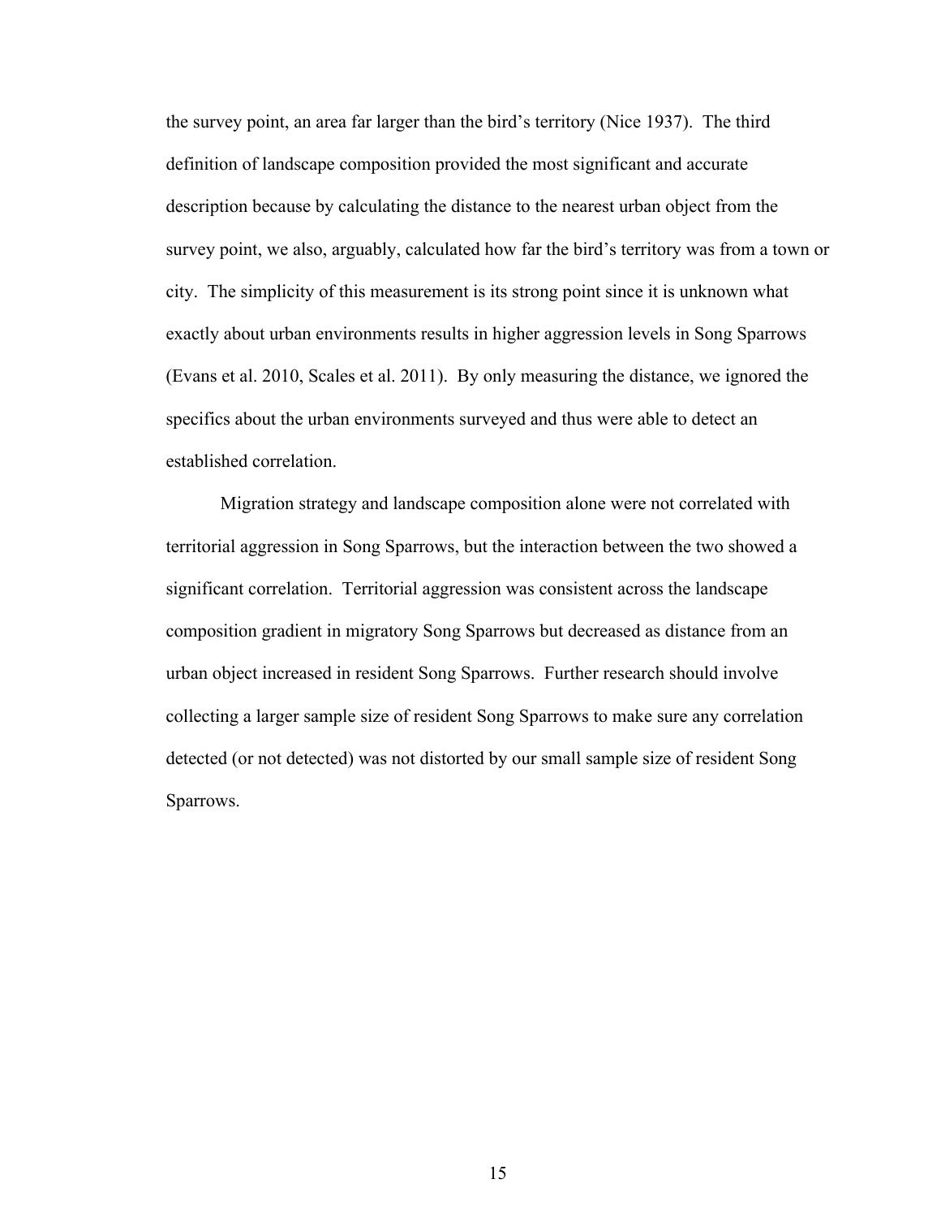the survey point, an area far larger than the bird's territory (Nice 1937). The third definition of landscape composition provided the most significant and accurate description because by calculating the distance to the nearest urban object from the survey point, we also, arguably, calculated how far the bird's territory was from a town or city. The simplicity of this measurement is its strong point since it is unknown what exactly about urban environments results in higher aggression levels in Song Sparrows (Evans et al. 2010, Scales et al. 2011). By only measuring the distance, we ignored the specifics about the urban environments surveyed and thus were able to detect an established correlation.

Migration strategy and landscape composition alone were not correlated with territorial aggression in Song Sparrows, but the interaction between the two showed a significant correlation. Territorial aggression was consistent across the landscape composition gradient in migratory Song Sparrows but decreased as distance from an urban object increased in resident Song Sparrows. Further research should involve collecting a larger sample size of resident Song Sparrows to make sure any correlation detected (or not detected) was not distorted by our small sample size of resident Song Sparrows.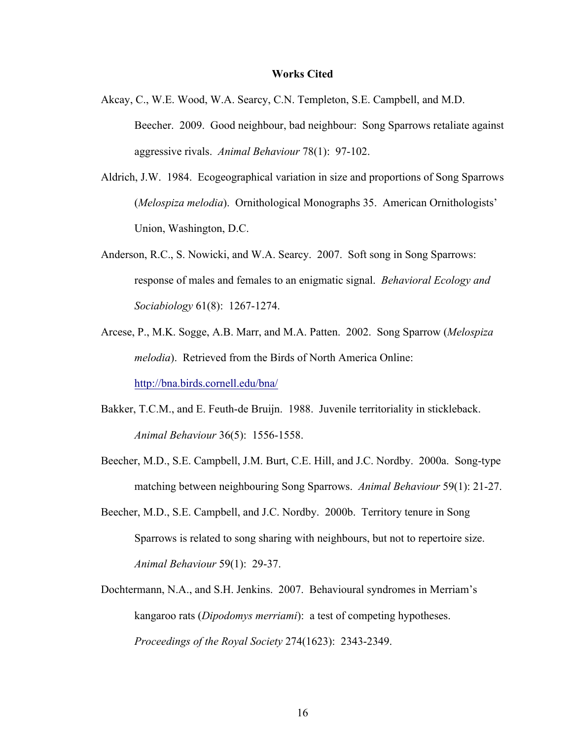## Works Cited

Akcay, C., W.E. Wood, W.A. Searcy, C.N. Templeton, S.E. Campbell, and M.D. Beecher. 2009. Good neighbour, bad neighbour: Song Sparrows retaliate against aggressive rivals. *Animal Behaviour* 78(1): 97-102.

Aldrich, J.W. 1984. Ecogeographical variation in size and proportions of Song Sparrows (*Melospiza melodia*). Ornithological Monographs 35. American Ornithologists' Union, Washington, D.C.

Anderson, R.C., S. Nowicki, and W.A. Searcy. 2007. Soft song in Song Sparrows: response of males and females to an enigmatic signal. *Behavioral Ecology and Sociabiology* 61(8): 1267-1274.

Arcese, P., M.K. Sogge, A.B. Marr, and M.A. Patten. 2002. Song Sparrow (*Melospiza melodia*). Retrieved from the Birds of North America Online: http://bna.birds.cornell.edu/bna/

Bakker, T.C.M., and E. Feuth-de Bruijn. 1988. Juvenile territoriality in stickleback. *Animal Behaviour* 36(5): 1556-1558.

Beecher, M.D., S.E. Campbell, J.M. Burt, C.E. Hill, and J.C. Nordby. 2000a. Song-type matching between neighbouring Song Sparrows. *Animal Behaviour* 59(1): 21-27.

Beecher, M.D., S.E. Campbell, and J.C. Nordby. 2000b. Territory tenure in Song Sparrows is related to song sharing with neighbours, but not to repertoire size. *Animal Behaviour* 59(1): 29-37.

Dochtermann, N.A., and S.H. Jenkins. 2007. Behavioural syndromes in Merriam's kangaroo rats (*Dipodomys merriami*): a test of competing hypotheses. *Proceedings of the Royal Society* 274(1623): 2343-2349.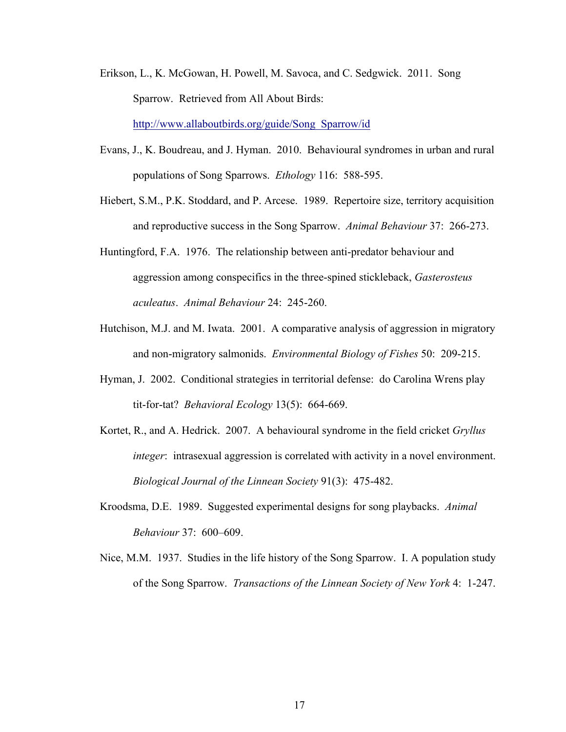Erikson, L., K. McGowan, H. Powell, M. Savoca, and C. Sedgwick. 2011. Song Sparrow. Retrieved from All About Birds: http://www.allaboutbirds.org/guide/Song_Sparrow/id

Evans, J., K. Boudreau, and J. Hyman. 2010. Behavioural syndromes in urban and rural populations of Song Sparrows. *Ethology* 116: 588-595.

Hiebert, S.M., P.K. Stoddard, and P. Arcese. 1989. Repertoire size, territory acquisition and reproductive success in the Song Sparrow. *Animal Behaviour* 37: 266-273.

Huntingford, F.A. 1976. The relationship between anti-predator behaviour and aggression among conspecifics in the three-spined stickleback, *Gasterosteus aculeatus*. *Animal Behaviour* 24: 245-260.

Hutchison, M.J. and M. Iwata. 2001. A comparative analysis of aggression in migratory and non-migratory salmonids. *Environmental Biology of Fishes* 50: 209-215.

Hyman, J. 2002. Conditional strategies in territorial defense: do Carolina Wrens play tit-for-tat? *Behavioral Ecology* 13(5): 664-669.

Kortet, R., and A. Hedrick. 2007. A behavioural syndrome in the field cricket *Gryllus integer*: intrasexual aggression is correlated with activity in a novel environment. *Biological Journal of the Linnean Society* 91(3): 475-482.

Kroodsma, D.E. 1989. Suggested experimental designs for song playbacks. *Animal Behaviour* 37: 600–609.

Nice, M.M. 1937. Studies in the life history of the Song Sparrow. I. A population study of the Song Sparrow. *Transactions of the Linnean Society of New York* 4: 1-247.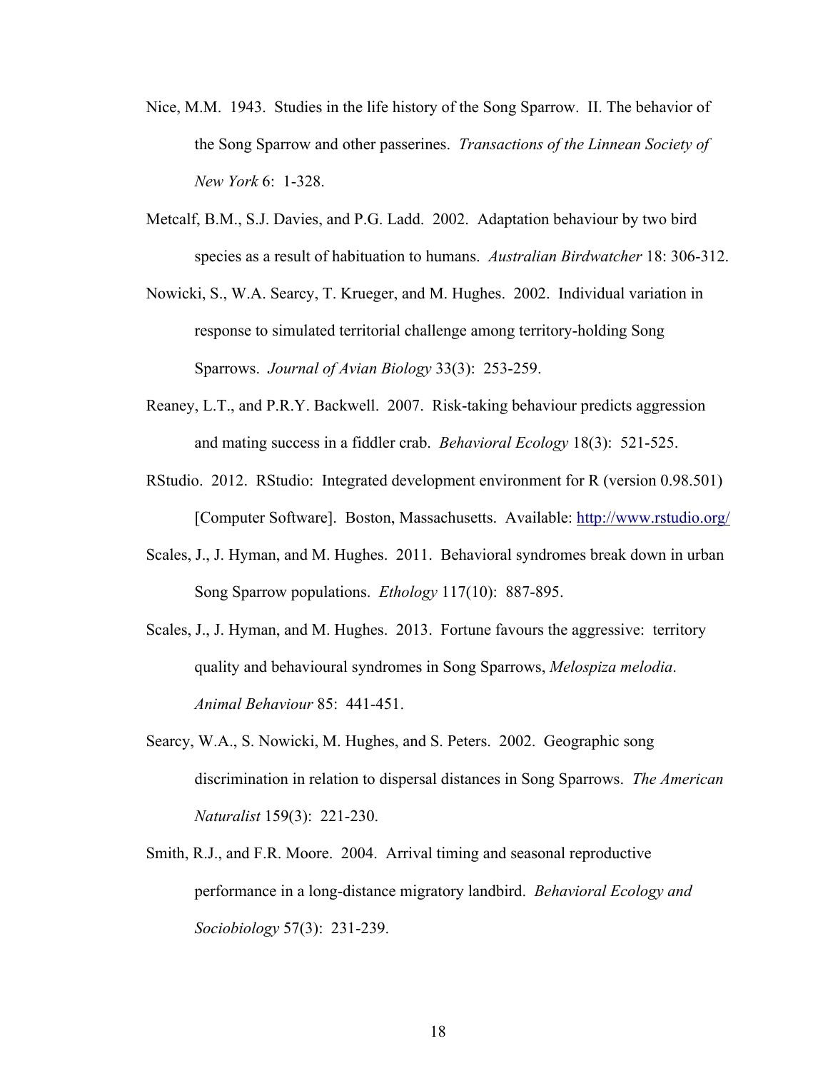Nice, M.M. 1943. Studies in the life history of the Song Sparrow. II. The behavior of the Song Sparrow and other passerines. *Transactions of the Linnean Society of New York* 6: 1-328.

Metcalf, B.M., S.J. Davies, and P.G. Ladd. 2002. Adaptation behaviour by two bird species as a result of habituation to humans. *Australian Birdwatcher* 18: 306-312.

Nowicki, S., W.A. Searcy, T. Krueger, and M. Hughes. 2002. Individual variation in response to simulated territorial challenge among territory-holding Song Sparrows. *Journal of Avian Biology* 33(3): 253-259.

Reaney, L.T., and P.R.Y. Backwell. 2007. Risk-taking behaviour predicts aggression and mating success in a fiddler crab. *Behavioral Ecology* 18(3): 521-525.

RStudio. 2012. RStudio: Integrated development environment for R (version 0.98.501) [Computer Software]. Boston, Massachusetts. Available: http://www.rstudio.org/

Scales, J., J. Hyman, and M. Hughes. 2011. Behavioral syndromes break down in urban Song Sparrow populations. *Ethology* 117(10): 887-895.

Scales, J., J. Hyman, and M. Hughes. 2013. Fortune favours the aggressive: territory quality and behavioural syndromes in Song Sparrows, *Melospiza melodia*. *Animal Behaviour* 85: 441-451.

Searcy, W.A., S. Nowicki, M. Hughes, and S. Peters. 2002. Geographic song discrimination in relation to dispersal distances in Song Sparrows. *The American Naturalist* 159(3): 221-230.

Smith, R.J., and F.R. Moore. 2004. Arrival timing and seasonal reproductive performance in a long-distance migratory landbird. *Behavioral Ecology and Sociobiology* 57(3): 231-239.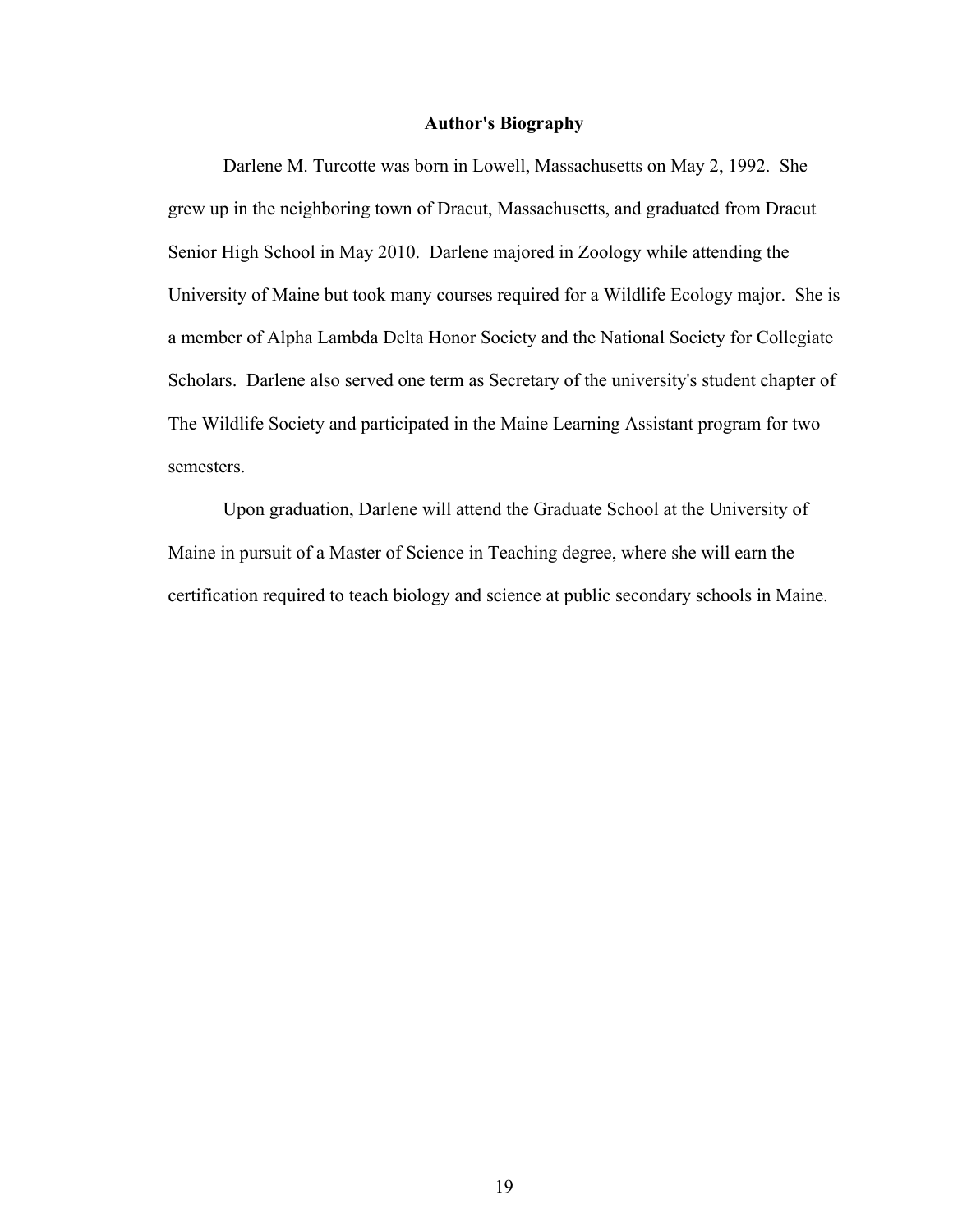# Author's Biography

Darlene M. Turcotte was born in Lowell, Massachusetts on May 2, 1992. She grew up in the neighboring town of Dracut, Massachusetts, and graduated from Dracut Senior High School in May 2010. Darlene majored in Zoology while attending the University of Maine but took many courses required for a Wildlife Ecology major. She is a member of Alpha Lambda Delta Honor Society and the National Society for Collegiate Scholars. Darlene also served one term as Secretary of the university's student chapter of The Wildlife Society and participated in the Maine Learning Assistant program for two semesters.

Upon graduation, Darlene will attend the Graduate School at the University of Maine in pursuit of a Master of Science in Teaching degree, where she will earn the certification required to teach biology and science at public secondary schools in Maine.